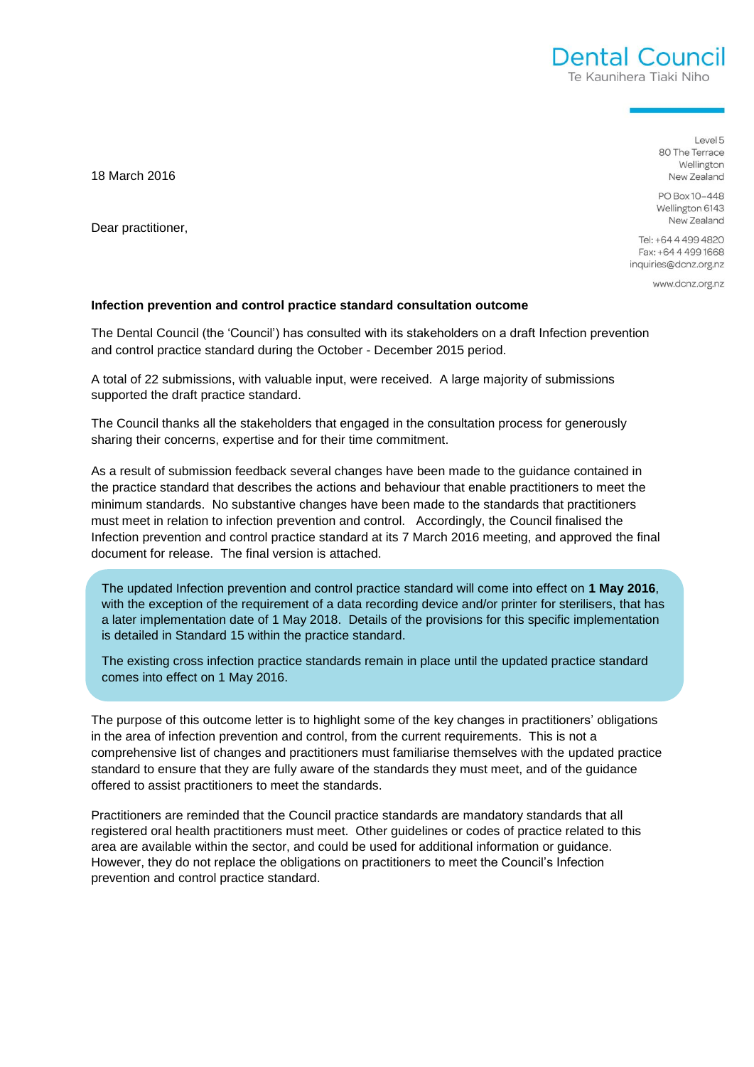**Dental Council**
Te Kaunihera Tiaki Niho

Level 5
80 The Terrace
Wellington
New Zealand

PO Box 10-448
Wellington 6143
New Zealand

Tel: +64 4 499 4820
Fax: +64 4 499 1668
inquiries@dcnz.org.nz

www.dcnz.org.nz

18 March 2016

Dear practitioner,

**Infection prevention and control practice standard consultation outcome**

The Dental Council (the 'Council') has consulted with its stakeholders on a draft Infection prevention and control practice standard during the October - December 2015 period.

A total of 22 submissions, with valuable input, were received. A large majority of submissions supported the draft practice standard.

The Council thanks all the stakeholders that engaged in the consultation process for generously sharing their concerns, expertise and for their time commitment.

As a result of submission feedback several changes have been made to the guidance contained in the practice standard that describes the actions and behaviour that enable practitioners to meet the minimum standards. No substantive changes have been made to the standards that practitioners must meet in relation to infection prevention and control. Accordingly, the Council finalised the Infection prevention and control practice standard at its 7 March 2016 meeting, and approved the final document for release. The final version is attached.

> The updated Infection prevention and control practice standard will come into effect on **1 May 2016**, with the exception of the requirement of a data recording device and/or printer for sterilisers, that has a later implementation date of 1 May 2018. Details of the provisions for this specific implementation is detailed in Standard 15 within the practice standard.
>
> The existing cross infection practice standards remain in place until the updated practice standard comes into effect on 1 May 2016.

The purpose of this outcome letter is to highlight some of the key changes in practitioners' obligations in the area of infection prevention and control, from the current requirements. This is not a comprehensive list of changes and practitioners must familiarise themselves with the updated practice standard to ensure that they are fully aware of the standards they must meet, and of the guidance offered to assist practitioners to meet the standards.

Practitioners are reminded that the Council practice standards are mandatory standards that all registered oral health practitioners must meet. Other guidelines or codes of practice related to this area are available within the sector, and could be used for additional information or guidance. However, they do not replace the obligations on practitioners to meet the Council's Infection prevention and control practice standard.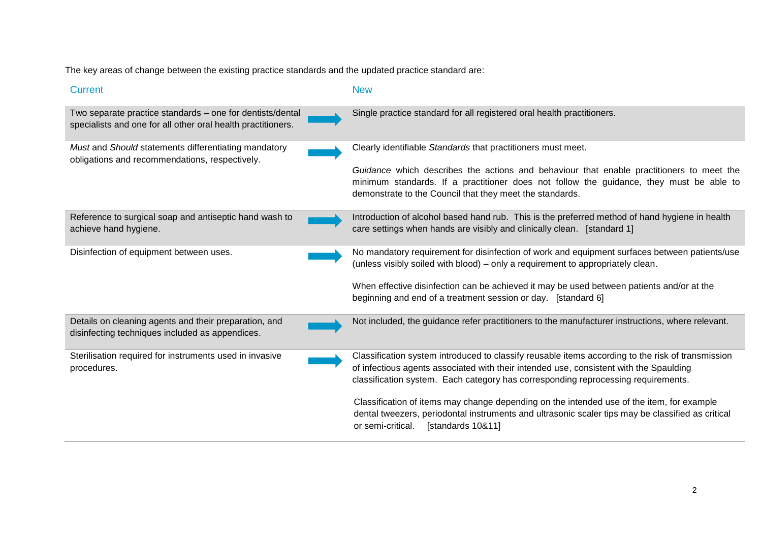The key areas of change between the existing practice standards and the updated practice standard are:

| Current | | New |
|---|---|---|
| Two separate practice standards – one for dentists/dental specialists and one for all other oral health practitioners. | → | Single practice standard for all registered oral health practitioners. |
| *Must* and *Should* statements differentiating mandatory obligations and recommendations, respectively. | → | Clearly identifiable *Standards* that practitioners must meet.<br><br>*Guidance* which describes the actions and behaviour that enable practitioners to meet the minimum standards. If a practitioner does not follow the guidance, they must be able to demonstrate to the Council that they meet the standards. |
| Reference to surgical soap and antiseptic hand wash to achieve hand hygiene. | → | Introduction of alcohol based hand rub. This is the preferred method of hand hygiene in health care settings when hands are visibly and clinically clean. [standard 1] |
| Disinfection of equipment between uses. | → | No mandatory requirement for disinfection of work and equipment surfaces between patients/use (unless visibly soiled with blood) – only a requirement to appropriately clean.<br><br>When effective disinfection can be achieved it may be used between patients and/or at the beginning and end of a treatment session or day. [standard 6] |
| Details on cleaning agents and their preparation, and disinfecting techniques included as appendices. | → | Not included, the guidance refer practitioners to the manufacturer instructions, where relevant. |
| Sterilisation required for instruments used in invasive procedures. | → | Classification system introduced to classify reusable items according to the risk of transmission of infectious agents associated with their intended use, consistent with the Spaulding classification system. Each category has corresponding reprocessing requirements.<br><br>Classification of items may change depending on the intended use of the item, for example dental tweezers, periodontal instruments and ultrasonic scaler tips may be classified as critical or semi-critical. [standards 10&11] |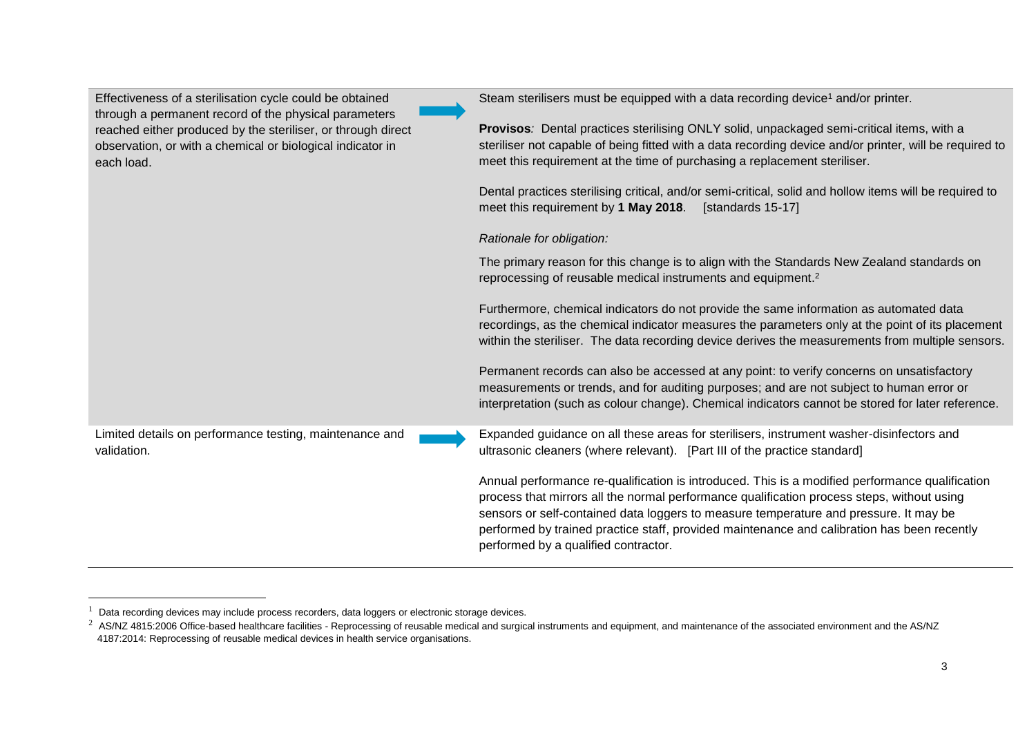| | |
|---|---|
| Effectiveness of a sterilisation cycle could be obtained through a permanent record of the physical parameters reached either produced by the steriliser, or through direct observation, or with a chemical or biological indicator in each load. | Steam sterilisers must be equipped with a data recording device[1] and/or printer.<br><br>**Provisos***:* Dental practices sterilising ONLY solid, unpackaged semi-critical items, with a steriliser not capable of being fitted with a data recording device and/or printer, will be required to meet this requirement at the time of purchasing a replacement steriliser.<br><br>Dental practices sterilising critical, and/or semi-critical, solid and hollow items will be required to meet this requirement by **1 May 2018**. [standards 15-17]<br><br>*Rationale for obligation:*<br><br>The primary reason for this change is to align with the Standards New Zealand standards on reprocessing of reusable medical instruments and equipment.[2]<br><br>Furthermore, chemical indicators do not provide the same information as automated data recordings, as the chemical indicator measures the parameters only at the point of its placement within the steriliser. The data recording device derives the measurements from multiple sensors.<br><br>Permanent records can also be accessed at any point: to verify concerns on unsatisfactory measurements or trends, and for auditing purposes; and are not subject to human error or interpretation (such as colour change). Chemical indicators cannot be stored for later reference. |
| Limited details on performance testing, maintenance and validation. | Expanded guidance on all these areas for sterilisers, instrument washer-disinfectors and ultrasonic cleaners (where relevant). [Part III of the practice standard]<br><br>Annual performance re-qualification is introduced. This is a modified performance qualification process that mirrors all the normal performance qualification process steps, without using sensors or self-contained data loggers to measure temperature and pressure. It may be performed by trained practice staff, provided maintenance and calibration has been recently performed by a qualified contractor. |

[1] Data recording devices may include process recorders, data loggers or electronic storage devices.

[2] AS/NZ 4815:2006 Office-based healthcare facilities - Reprocessing of reusable medical and surgical instruments and equipment, and maintenance of the associated environment and the AS/NZ 4187:2014: Reprocessing of reusable medical devices in health service organisations.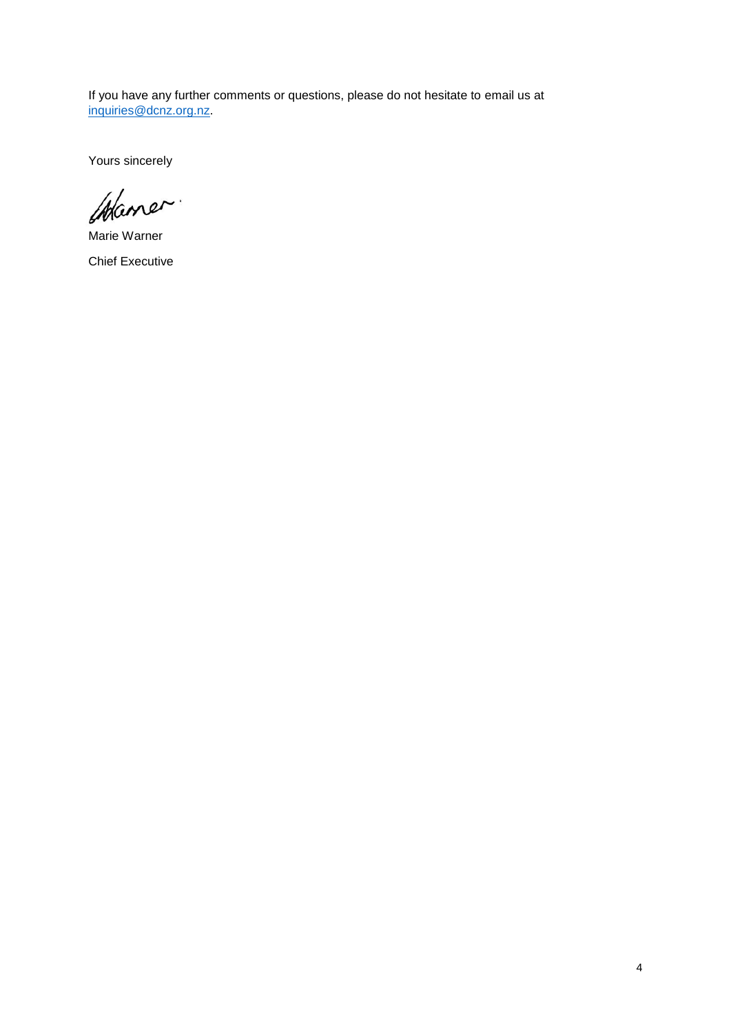If you have any further comments or questions, please do not hesitate to email us at [inquiries@dcnz.org.nz](mailto:inquiries@dcnz.org.nz).

Yours sincerely

Marie Warner

Chief Executive